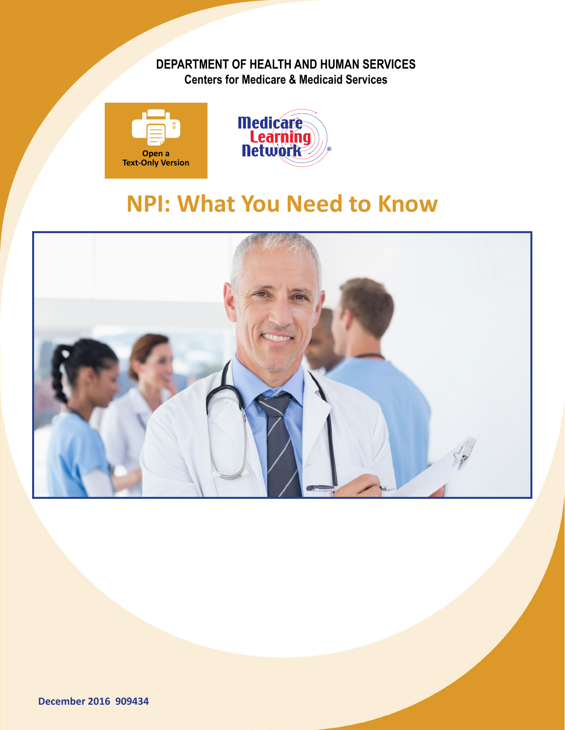DEPARTMENT OF HEALTH AND HUMAN SERVICES
Centers for Medicare & Medicaid Services

Open a Text-Only Version

Medicare Learning Network®

# NPI: What You Need to Know

December 2016 909434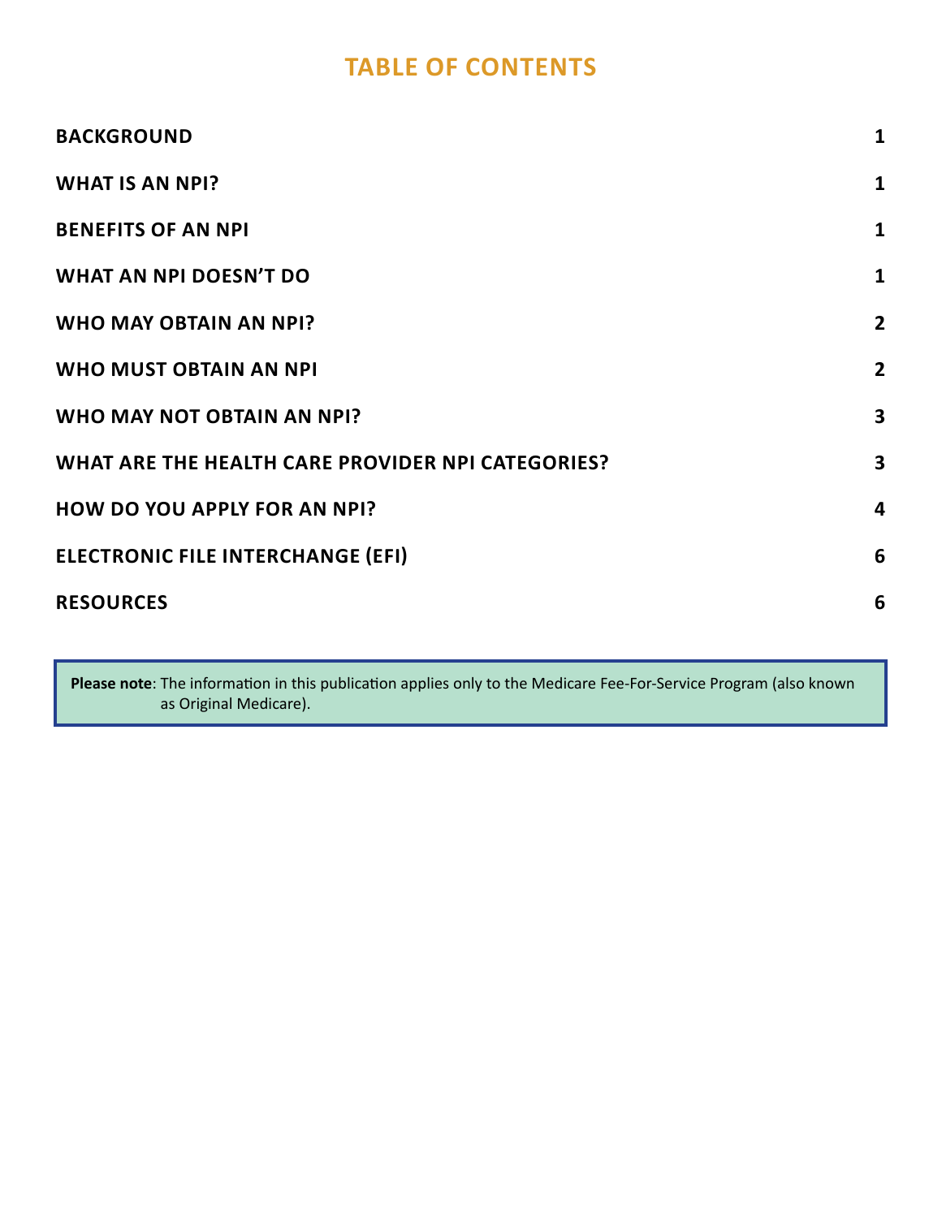# TABLE OF CONTENTS

| | |
|---|---|
| **BACKGROUND** | **1** |
| **WHAT IS AN NPI?** | **1** |
| **BENEFITS OF AN NPI** | **1** |
| **WHAT AN NPI DOESN'T DO** | **1** |
| **WHO MAY OBTAIN AN NPI?** | **2** |
| **WHO MUST OBTAIN AN NPI** | **2** |
| **WHO MAY NOT OBTAIN AN NPI?** | **3** |
| **WHAT ARE THE HEALTH CARE PROVIDER NPI CATEGORIES?** | **3** |
| **HOW DO YOU APPLY FOR AN NPI?** | **4** |
| **ELECTRONIC FILE INTERCHANGE (EFI)** | **6** |
| **RESOURCES** | **6** |

**Please note**: The information in this publication applies only to the Medicare Fee-For-Service Program (also known as Original Medicare).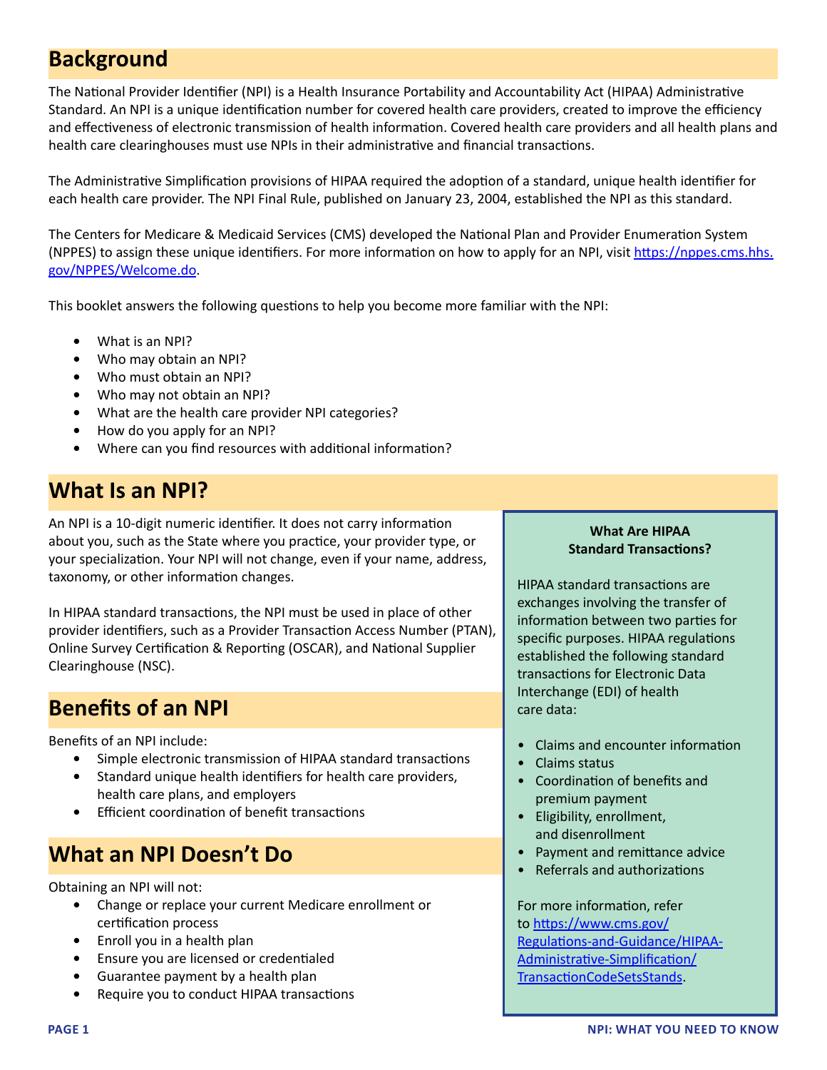## Background

The National Provider Identifier (NPI) is a Health Insurance Portability and Accountability Act (HIPAA) Administrative Standard. An NPI is a unique identification number for covered health care providers, created to improve the efficiency and effectiveness of electronic transmission of health information. Covered health care providers and all health plans and health care clearinghouses must use NPIs in their administrative and financial transactions.

The Administrative Simplification provisions of HIPAA required the adoption of a standard, unique health identifier for each health care provider. The NPI Final Rule, published on January 23, 2004, established the NPI as this standard.

The Centers for Medicare & Medicaid Services (CMS) developed the National Plan and Provider Enumeration System (NPPES) to assign these unique identifiers. For more information on how to apply for an NPI, visit https://nppes.cms.hhs.gov/NPPES/Welcome.do.

This booklet answers the following questions to help you become more familiar with the NPI:

- What is an NPI?
- Who may obtain an NPI?
- Who must obtain an NPI?
- Who may not obtain an NPI?
- What are the health care provider NPI categories?
- How do you apply for an NPI?
- Where can you find resources with additional information?

## What Is an NPI?

An NPI is a 10-digit numeric identifier. It does not carry information about you, such as the State where you practice, your provider type, or your specialization. Your NPI will not change, even if your name, address, taxonomy, or other information changes.

In HIPAA standard transactions, the NPI must be used in place of other provider identifiers, such as a Provider Transaction Access Number (PTAN), Online Survey Certification & Reporting (OSCAR), and National Supplier Clearinghouse (NSC).

## Benefits of an NPI

Benefits of an NPI include:

- Simple electronic transmission of HIPAA standard transactions
- Standard unique health identifiers for health care providers, health care plans, and employers
- Efficient coordination of benefit transactions

## What an NPI Doesn't Do

Obtaining an NPI will not:

- Change or replace your current Medicare enrollment or certification process
- Enroll you in a health plan
- Ensure you are licensed or credentialed
- Guarantee payment by a health plan
- Require you to conduct HIPAA transactions

**What Are HIPAA Standard Transactions?**

HIPAA standard transactions are exchanges involving the transfer of information between two parties for specific purposes. HIPAA regulations established the following standard transactions for Electronic Data Interchange (EDI) of health care data:

- Claims and encounter information
- Claims status
- Coordination of benefits and premium payment
- Eligibility, enrollment, and disenrollment
- Payment and remittance advice
- Referrals and authorizations

For more information, refer to https://www.cms.gov/Regulations-and-Guidance/HIPAA-Administrative-Simplification/TransactionCodeSetsStands.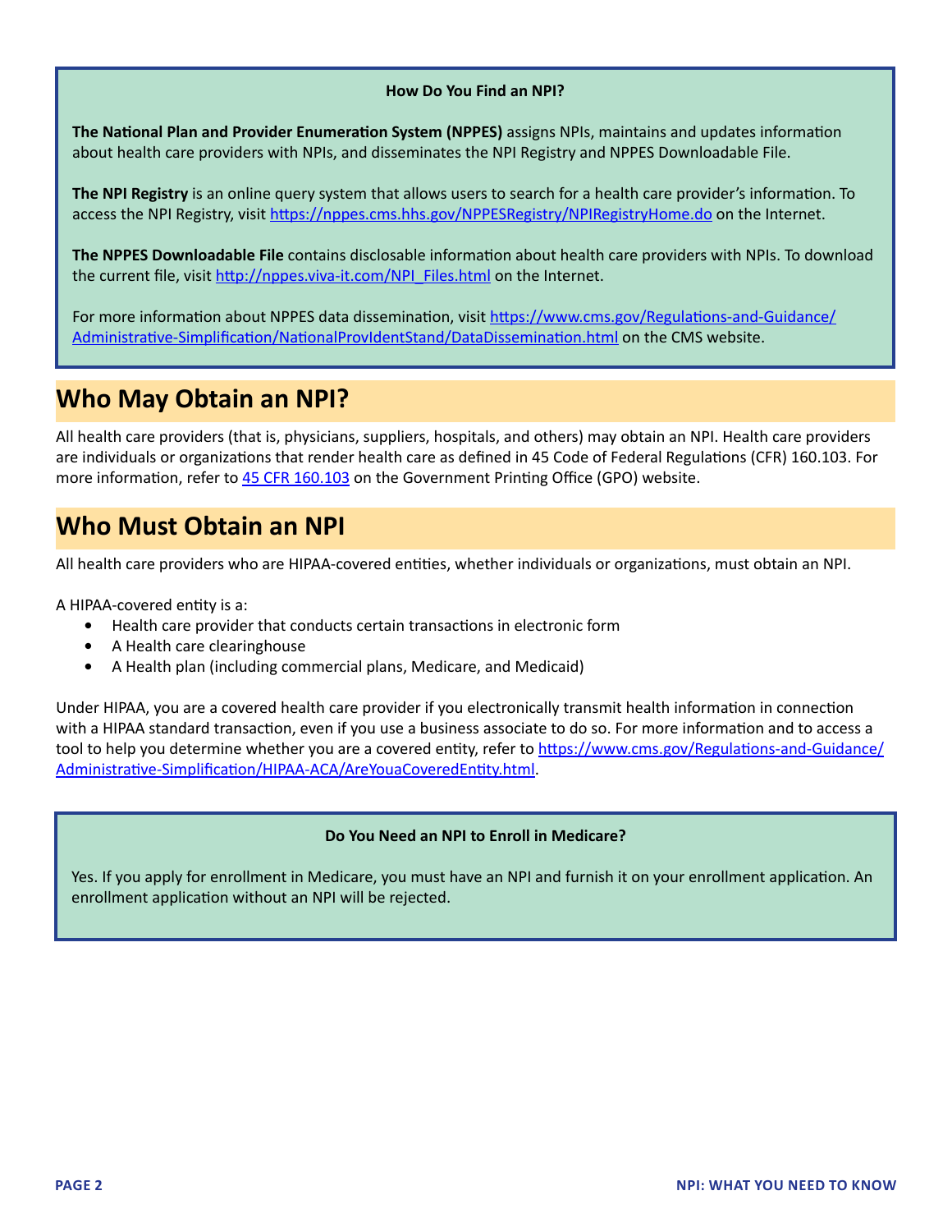**How Do You Find an NPI?**

**The National Plan and Provider Enumeration System (NPPES)** assigns NPIs, maintains and updates information about health care providers with NPIs, and disseminates the NPI Registry and NPPES Downloadable File.

**The NPI Registry** is an online query system that allows users to search for a health care provider's information. To access the NPI Registry, visit [https://nppes.cms.hhs.gov/NPPESRegistry/NPIRegistryHome.do](https://nppes.cms.hhs.gov/NPPESRegistry/NPIRegistryHome.do) on the Internet.

**The NPPES Downloadable File** contains disclosable information about health care providers with NPIs. To download the current file, visit [http://nppes.viva-it.com/NPI_Files.html](http://nppes.viva-it.com/NPI_Files.html) on the Internet.

For more information about NPPES data dissemination, visit [https://www.cms.gov/Regulations-and-Guidance/Administrative-Simplification/NationalProvIdentStand/DataDissemination.html](https://www.cms.gov/Regulations-and-Guidance/Administrative-Simplification/NationalProvIdentStand/DataDissemination.html) on the CMS website.

## Who May Obtain an NPI?

All health care providers (that is, physicians, suppliers, hospitals, and others) may obtain an NPI. Health care providers are individuals or organizations that render health care as defined in 45 Code of Federal Regulations (CFR) 160.103. For more information, refer to 45 CFR 160.103 on the Government Printing Office (GPO) website.

## Who Must Obtain an NPI

All health care providers who are HIPAA-covered entities, whether individuals or organizations, must obtain an NPI.

A HIPAA-covered entity is a:

- Health care provider that conducts certain transactions in electronic form
- A Health care clearinghouse
- A Health plan (including commercial plans, Medicare, and Medicaid)

Under HIPAA, you are a covered health care provider if you electronically transmit health information in connection with a HIPAA standard transaction, even if you use a business associate to do so. For more information and to access a tool to help you determine whether you are a covered entity, refer to [https://www.cms.gov/Regulations-and-Guidance/Administrative-Simplification/HIPAA-ACA/AreYouaCoveredEntity.html](https://www.cms.gov/Regulations-and-Guidance/Administrative-Simplification/HIPAA-ACA/AreYouaCoveredEntity.html).

**Do You Need an NPI to Enroll in Medicare?**

Yes. If you apply for enrollment in Medicare, you must have an NPI and furnish it on your enrollment application. An enrollment application without an NPI will be rejected.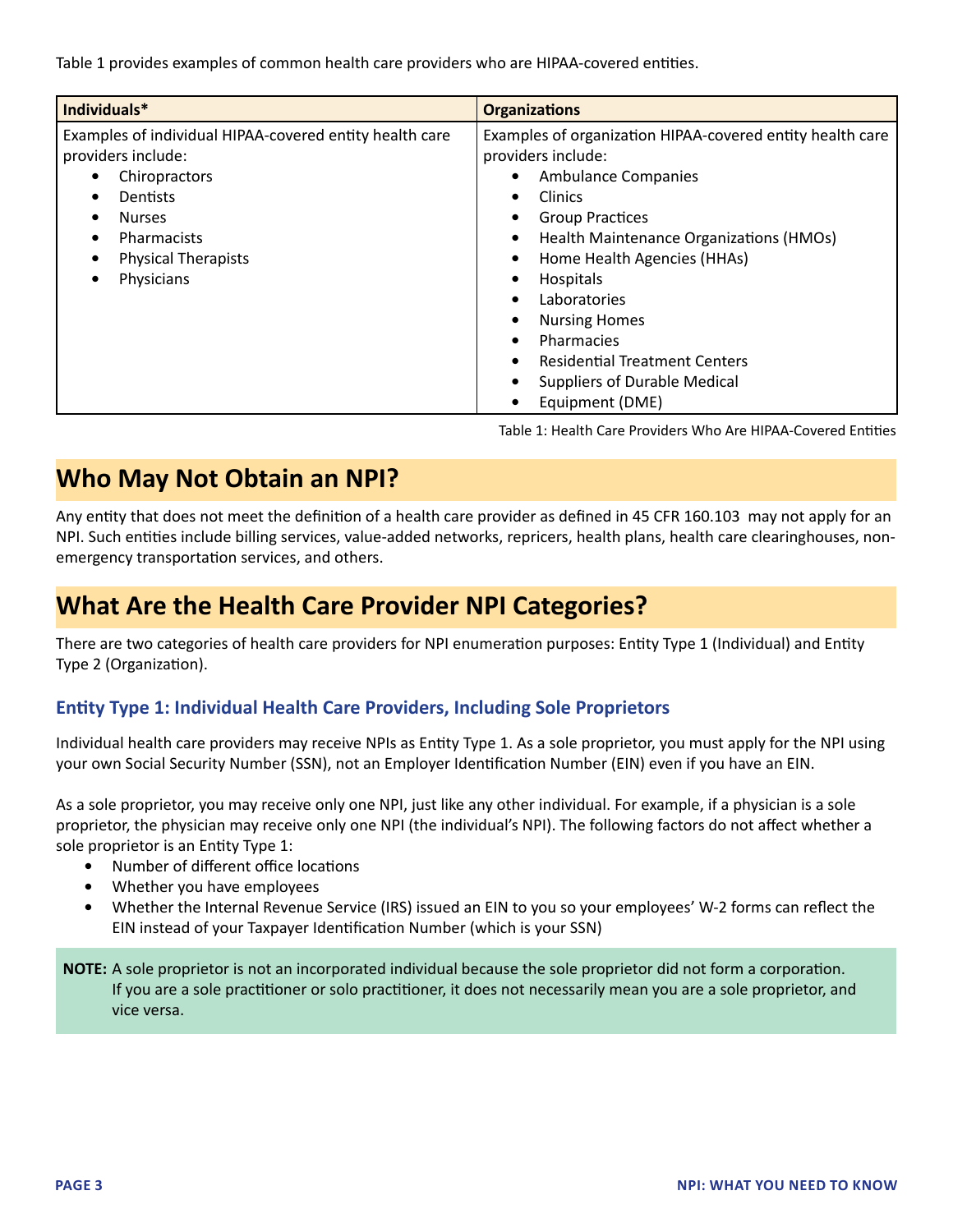Table 1 provides examples of common health care providers who are HIPAA-covered entities.

| Individuals* | Organizations |
|---|---|
| Examples of individual HIPAA-covered entity health care providers include:<br>• Chiropractors<br>• Dentists<br>• Nurses<br>• Pharmacists<br>• Physical Therapists<br>• Physicians | Examples of organization HIPAA-covered entity health care providers include:<br>• Ambulance Companies<br>• Clinics<br>• Group Practices<br>• Health Maintenance Organizations (HMOs)<br>• Home Health Agencies (HHAs)<br>• Hospitals<br>• Laboratories<br>• Nursing Homes<br>• Pharmacies<br>• Residential Treatment Centers<br>• Suppliers of Durable Medical<br>• Equipment (DME) |

Table 1: Health Care Providers Who Are HIPAA-Covered Entities

## Who May Not Obtain an NPI?

Any entity that does not meet the definition of a health care provider as defined in 45 CFR 160.103 may not apply for an NPI. Such entities include billing services, value-added networks, repricers, health plans, health care clearinghouses, non-emergency transportation services, and others.

## What Are the Health Care Provider NPI Categories?

There are two categories of health care providers for NPI enumeration purposes: Entity Type 1 (Individual) and Entity Type 2 (Organization).

### Entity Type 1: Individual Health Care Providers, Including Sole Proprietors

Individual health care providers may receive NPIs as Entity Type 1. As a sole proprietor, you must apply for the NPI using your own Social Security Number (SSN), not an Employer Identification Number (EIN) even if you have an EIN.

As a sole proprietor, you may receive only one NPI, just like any other individual. For example, if a physician is a sole proprietor, the physician may receive only one NPI (the individual's NPI). The following factors do not affect whether a sole proprietor is an Entity Type 1:

- Number of different office locations
- Whether you have employees
- Whether the Internal Revenue Service (IRS) issued an EIN to you so your employees' W-2 forms can reflect the EIN instead of your Taxpayer Identification Number (which is your SSN)

**NOTE:** A sole proprietor is not an incorporated individual because the sole proprietor did not form a corporation. If you are a sole practitioner or solo practitioner, it does not necessarily mean you are a sole proprietor, and vice versa.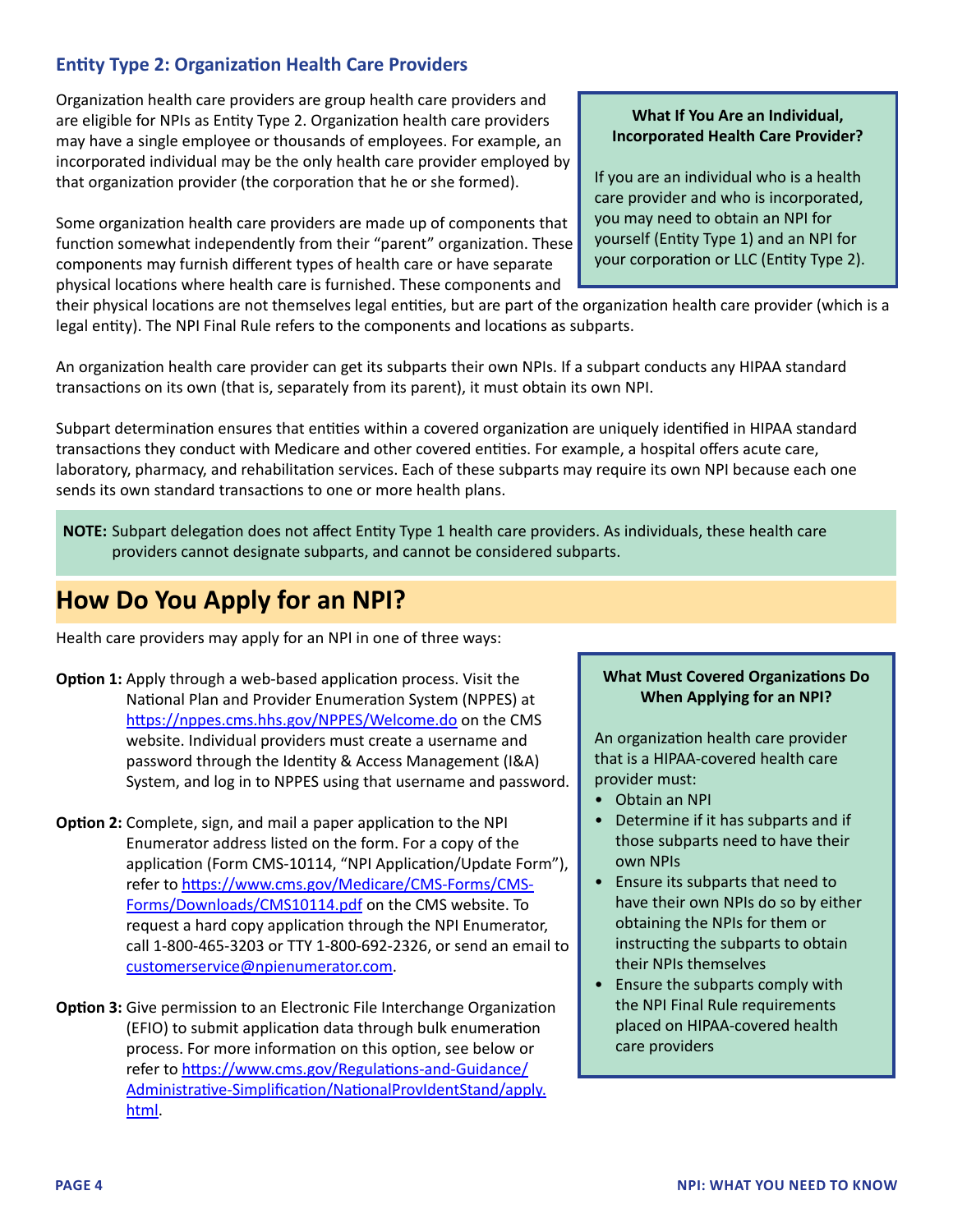### Entity Type 2: Organization Health Care Providers

Organization health care providers are group health care providers and are eligible for NPIs as Entity Type 2. Organization health care providers may have a single employee or thousands of employees. For example, an incorporated individual may be the only health care provider employed by that organization provider (the corporation that he or she formed).

Some organization health care providers are made up of components that function somewhat independently from their "parent" organization. These components may furnish different types of health care or have separate physical locations where health care is furnished. These components and their physical locations are not themselves legal entities, but are part of the organization health care provider (which is a legal entity). The NPI Final Rule refers to the components and locations as subparts.

**What If You Are an Individual, Incorporated Health Care Provider?**

If you are an individual who is a health care provider and who is incorporated, you may need to obtain an NPI for yourself (Entity Type 1) and an NPI for your corporation or LLC (Entity Type 2).

An organization health care provider can get its subparts their own NPIs. If a subpart conducts any HIPAA standard transactions on its own (that is, separately from its parent), it must obtain its own NPI.

Subpart determination ensures that entities within a covered organization are uniquely identified in HIPAA standard transactions they conduct with Medicare and other covered entities. For example, a hospital offers acute care, laboratory, pharmacy, and rehabilitation services. Each of these subparts may require its own NPI because each one sends its own standard transactions to one or more health plans.

**NOTE:** Subpart delegation does not affect Entity Type 1 health care providers. As individuals, these health care providers cannot designate subparts, and cannot be considered subparts.

## How Do You Apply for an NPI?

Health care providers may apply for an NPI in one of three ways:

**Option 1:** Apply through a web-based application process. Visit the National Plan and Provider Enumeration System (NPPES) at https://nppes.cms.hhs.gov/NPPES/Welcome.do on the CMS website. Individual providers must create a username and password through the Identity & Access Management (I&A) System, and log in to NPPES using that username and password.

**Option 2:** Complete, sign, and mail a paper application to the NPI Enumerator address listed on the form. For a copy of the application (Form CMS-10114, "NPI Application/Update Form"), refer to https://www.cms.gov/Medicare/CMS-Forms/CMS-Forms/Downloads/CMS10114.pdf on the CMS website. To request a hard copy application through the NPI Enumerator, call 1-800-465-3203 or TTY 1-800-692-2326, or send an email to customerservice@npienumerator.com.

**Option 3:** Give permission to an Electronic File Interchange Organization (EFIO) to submit application data through bulk enumeration process. For more information on this option, see below or refer to https://www.cms.gov/Regulations-and-Guidance/Administrative-Simplification/NationalProvIdentStand/apply.html.

**What Must Covered Organizations Do When Applying for an NPI?**

An organization health care provider that is a HIPAA-covered health care provider must:

- Obtain an NPI
- Determine if it has subparts and if those subparts need to have their own NPIs
- Ensure its subparts that need to have their own NPIs do so by either obtaining the NPIs for them or instructing the subparts to obtain their NPIs themselves
- Ensure the subparts comply with the NPI Final Rule requirements placed on HIPAA-covered health care providers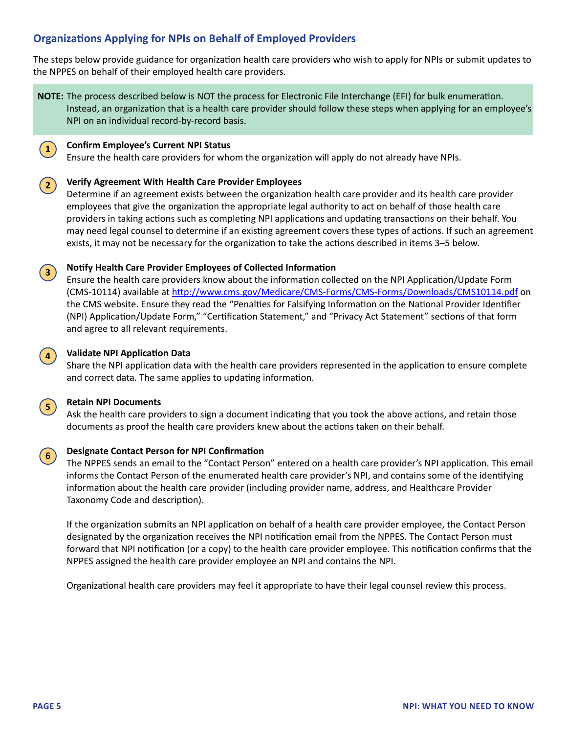## Organizations Applying for NPIs on Behalf of Employed Providers

The steps below provide guidance for organization health care providers who wish to apply for NPIs or submit updates to the NPPES on behalf of their employed health care providers.

**NOTE:** The process described below is NOT the process for Electronic File Interchange (EFI) for bulk enumeration. Instead, an organization that is a health care provider should follow these steps when applying for an employee's NPI on an individual record-by-record basis.

1. **Confirm Employee's Current NPI Status**
   Ensure the health care providers for whom the organization will apply do not already have NPIs.

2. **Verify Agreement With Health Care Provider Employees**
   Determine if an agreement exists between the organization health care provider and its health care provider employees that give the organization the appropriate legal authority to act on behalf of those health care providers in taking actions such as completing NPI applications and updating transactions on their behalf. You may need legal counsel to determine if an existing agreement covers these types of actions. If such an agreement exists, it may not be necessary for the organization to take the actions described in items 3–5 below.

3. **Notify Health Care Provider Employees of Collected Information**
   Ensure the health care providers know about the information collected on the NPI Application/Update Form (CMS-10114) available at [http://www.cms.gov/Medicare/CMS-Forms/CMS-Forms/Downloads/CMS10114.pdf](http://www.cms.gov/Medicare/CMS-Forms/CMS-Forms/Downloads/CMS10114.pdf) on the CMS website. Ensure they read the "Penalties for Falsifying Information on the National Provider Identifier (NPI) Application/Update Form," "Certification Statement," and "Privacy Act Statement" sections of that form and agree to all relevant requirements.

4. **Validate NPI Application Data**
   Share the NPI application data with the health care providers represented in the application to ensure complete and correct data. The same applies to updating information.

5. **Retain NPI Documents**
   Ask the health care providers to sign a document indicating that you took the above actions, and retain those documents as proof the health care providers knew about the actions taken on their behalf.

6. **Designate Contact Person for NPI Confirmation**
   The NPPES sends an email to the "Contact Person" entered on a health care provider's NPI application. This email informs the Contact Person of the enumerated health care provider's NPI, and contains some of the identifying information about the health care provider (including provider name, address, and Healthcare Provider Taxonomy Code and description).

   If the organization submits an NPI application on behalf of a health care provider employee, the Contact Person designated by the organization receives the NPI notification email from the NPPES. The Contact Person must forward that NPI notification (or a copy) to the health care provider employee. This notification confirms that the NPPES assigned the health care provider employee an NPI and contains the NPI.

   Organizational health care providers may feel it appropriate to have their legal counsel review this process.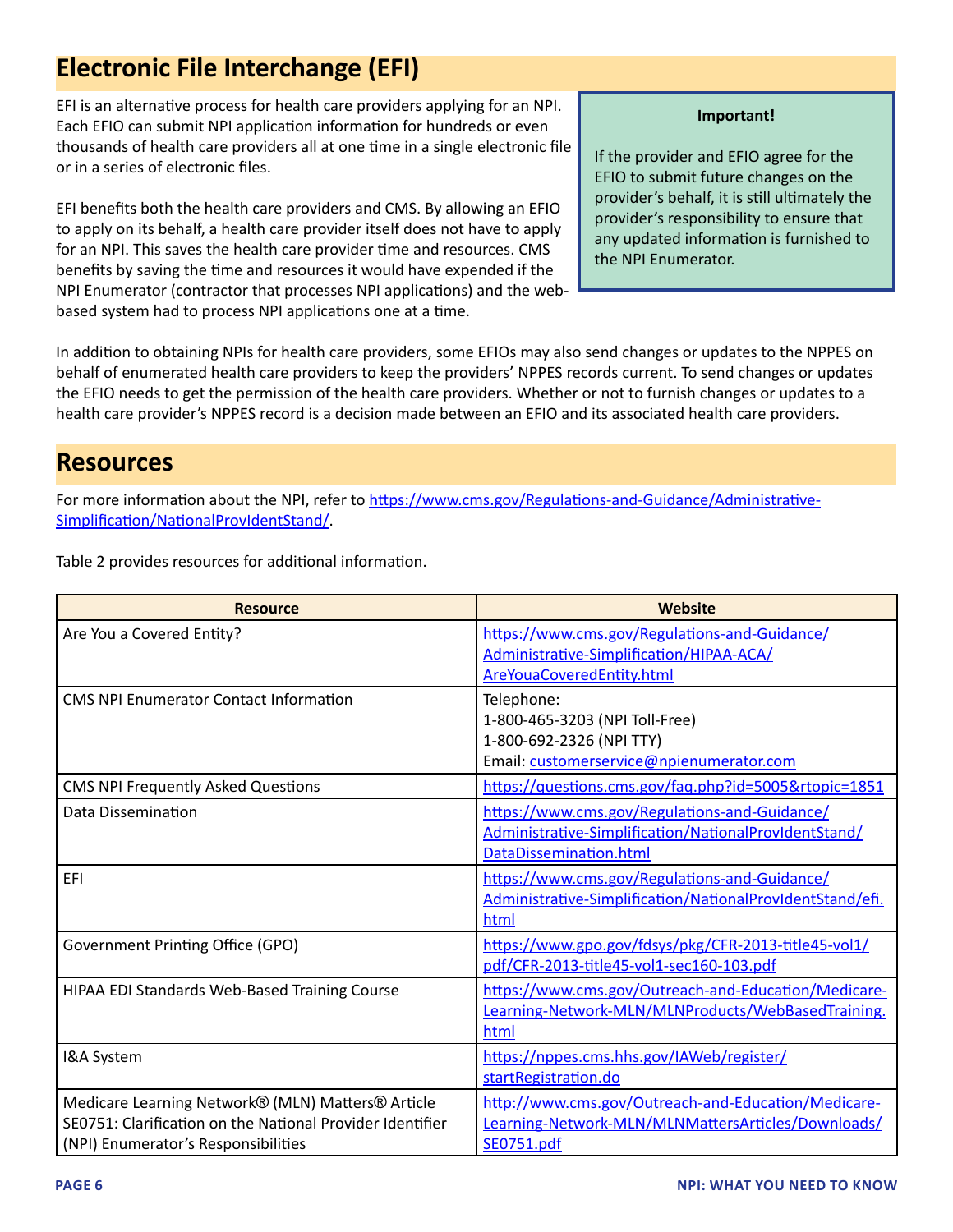## Electronic File Interchange (EFI)

EFI is an alternative process for health care providers applying for an NPI. Each EFIO can submit NPI application information for hundreds or even thousands of health care providers all at one time in a single electronic file or in a series of electronic files.

EFI benefits both the health care providers and CMS. By allowing an EFIO to apply on its behalf, a health care provider itself does not have to apply for an NPI. This saves the health care provider time and resources. CMS benefits by saving the time and resources it would have expended if the NPI Enumerator (contractor that processes NPI applications) and the web-based system had to process NPI applications one at a time.

> **Important!**
>
> If the provider and EFIO agree for the EFIO to submit future changes on the provider's behalf, it is still ultimately the provider's responsibility to ensure that any updated information is furnished to the NPI Enumerator.

In addition to obtaining NPIs for health care providers, some EFIOs may also send changes or updates to the NPPES on behalf of enumerated health care providers to keep the providers' NPPES records current. To send changes or updates the EFIO needs to get the permission of the health care providers. Whether or not to furnish changes or updates to a health care provider's NPPES record is a decision made between an EFIO and its associated health care providers.

## Resources

For more information about the NPI, refer to https://www.cms.gov/Regulations-and-Guidance/Administrative-Simplification/NationalProvIdentStand/.

Table 2 provides resources for additional information.

| Resource | Website |
|---|---|
| Are You a Covered Entity? | https://www.cms.gov/Regulations-and-Guidance/Administrative-Simplification/HIPAA-ACA/AreYouaCoveredEntity.html |
| CMS NPI Enumerator Contact Information | Telephone:<br>1-800-465-3203 (NPI Toll-Free)<br>1-800-692-2326 (NPI TTY)<br>Email: customerservice@npienumerator.com |
| CMS NPI Frequently Asked Questions | https://questions.cms.gov/faq.php?id=5005&rtopic=1851 |
| Data Dissemination | https://www.cms.gov/Regulations-and-Guidance/Administrative-Simplification/NationalProvIdentStand/DataDissemination.html |
| EFI | https://www.cms.gov/Regulations-and-Guidance/Administrative-Simplification/NationalProvIdentStand/efi.html |
| Government Printing Office (GPO) | https://www.gpo.gov/fdsys/pkg/CFR-2013-title45-vol1/pdf/CFR-2013-title45-vol1-sec160-103.pdf |
| HIPAA EDI Standards Web-Based Training Course | https://www.cms.gov/Outreach-and-Education/Medicare-Learning-Network-MLN/MLNProducts/WebBasedTraining.html |
| I&A System | https://nppes.cms.hhs.gov/IAWeb/register/startRegistration.do |
| Medicare Learning Network® (MLN) Matters® Article SE0751: Clarification on the National Provider Identifier (NPI) Enumerator's Responsibilities | http://www.cms.gov/Outreach-and-Education/Medicare-Learning-Network-MLN/MLNMattersArticles/Downloads/SE0751.pdf |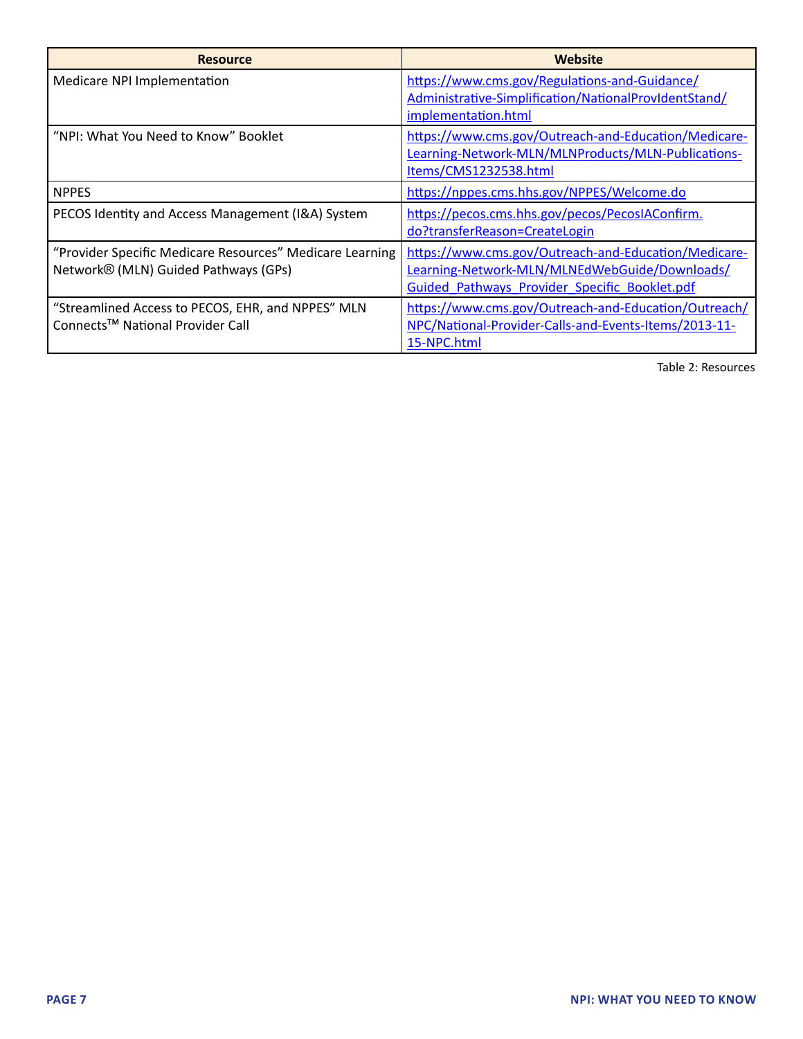| Resource | Website |
|---|---|
| Medicare NPI Implementation | https://www.cms.gov/Regulations-and-Guidance/Administrative-Simplification/NationalProvIdentStand/implementation.html |
| "NPI: What You Need to Know" Booklet | https://www.cms.gov/Outreach-and-Education/Medicare-Learning-Network-MLN/MLNProducts/MLN-Publications-Items/CMS1232538.html |
| NPPES | https://nppes.cms.hhs.gov/NPPES/Welcome.do |
| PECOS Identity and Access Management (I&A) System | https://pecos.cms.hhs.gov/pecos/PecosIAConfirm.do?transferReason=CreateLogin |
| "Provider Specific Medicare Resources" Medicare Learning Network® (MLN) Guided Pathways (GPs) | https://www.cms.gov/Outreach-and-Education/Medicare-Learning-Network-MLN/MLNEdWebGuide/Downloads/Guided_Pathways_Provider_Specific_Booklet.pdf |
| "Streamlined Access to PECOS, EHR, and NPPES" MLN Connects™ National Provider Call | https://www.cms.gov/Outreach-and-Education/Outreach/NPC/National-Provider-Calls-and-Events-Items/2013-11-15-NPC.html |

Table 2: Resources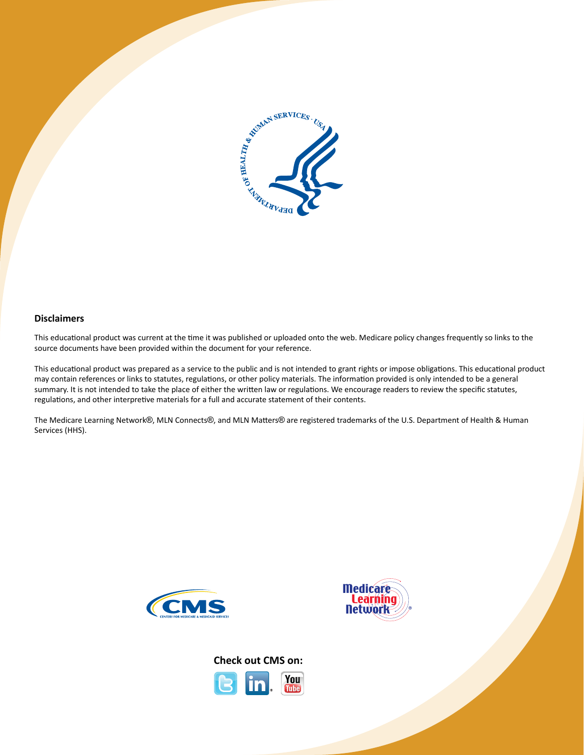## Disclaimers

This educational product was current at the time it was published or uploaded onto the web. Medicare policy changes frequently so links to the source documents have been provided within the document for your reference.

This educational product was prepared as a service to the public and is not intended to grant rights or impose obligations. This educational product may contain references or links to statutes, regulations, or other policy materials. The information provided is only intended to be a general summary. It is not intended to take the place of either the written law or regulations. We encourage readers to review the specific statutes, regulations, and other interpretive materials for a full and accurate statement of their contents.

The Medicare Learning Network®, MLN Connects®, and MLN Matters® are registered trademarks of the U.S. Department of Health & Human Services (HHS).

**Check out CMS on:**